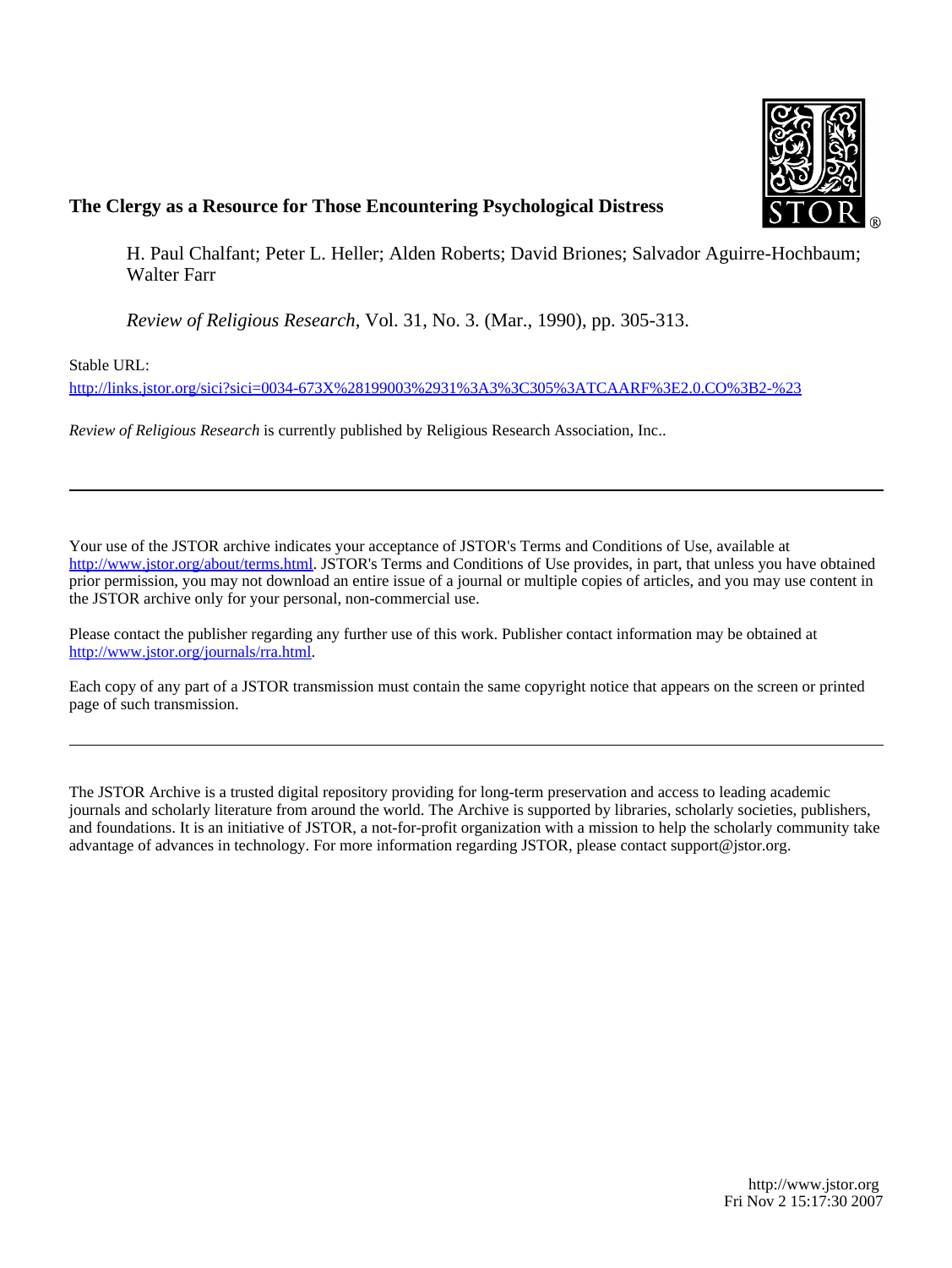**The Clergy as a Resource for Those Encountering Psychological Distress**

H. Paul Chalfant; Peter L. Heller; Alden Roberts; David Briones; Salvador Aguirre-Hochbaum; Walter Farr

*Review of Religious Research*, Vol. 31, No. 3. (Mar., 1990), pp. 305-313.

Stable URL:

http://links.jstor.org/sici?sici=0034-673X%28199003%2931%3A3%3C305%3ATCAARF%3E2.0.CO%3B2-%23

*Review of Religious Research* is currently published by Religious Research Association, Inc..

---

Your use of the JSTOR archive indicates your acceptance of JSTOR's Terms and Conditions of Use, available at http://www.jstor.org/about/terms.html. JSTOR's Terms and Conditions of Use provides, in part, that unless you have obtained prior permission, you may not download an entire issue of a journal or multiple copies of articles, and you may use content in the JSTOR archive only for your personal, non-commercial use.

Please contact the publisher regarding any further use of this work. Publisher contact information may be obtained at http://www.jstor.org/journals/rra.html.

Each copy of any part of a JSTOR transmission must contain the same copyright notice that appears on the screen or printed page of such transmission.

---

The JSTOR Archive is a trusted digital repository providing for long-term preservation and access to leading academic journals and scholarly literature from around the world. The Archive is supported by libraries, scholarly societies, publishers, and foundations. It is an initiative of JSTOR, a not-for-profit organization with a mission to help the scholarly community take advantage of advances in technology. For more information regarding JSTOR, please contact support@jstor.org.

http://www.jstor.org
Fri Nov 2 15:17:30 2007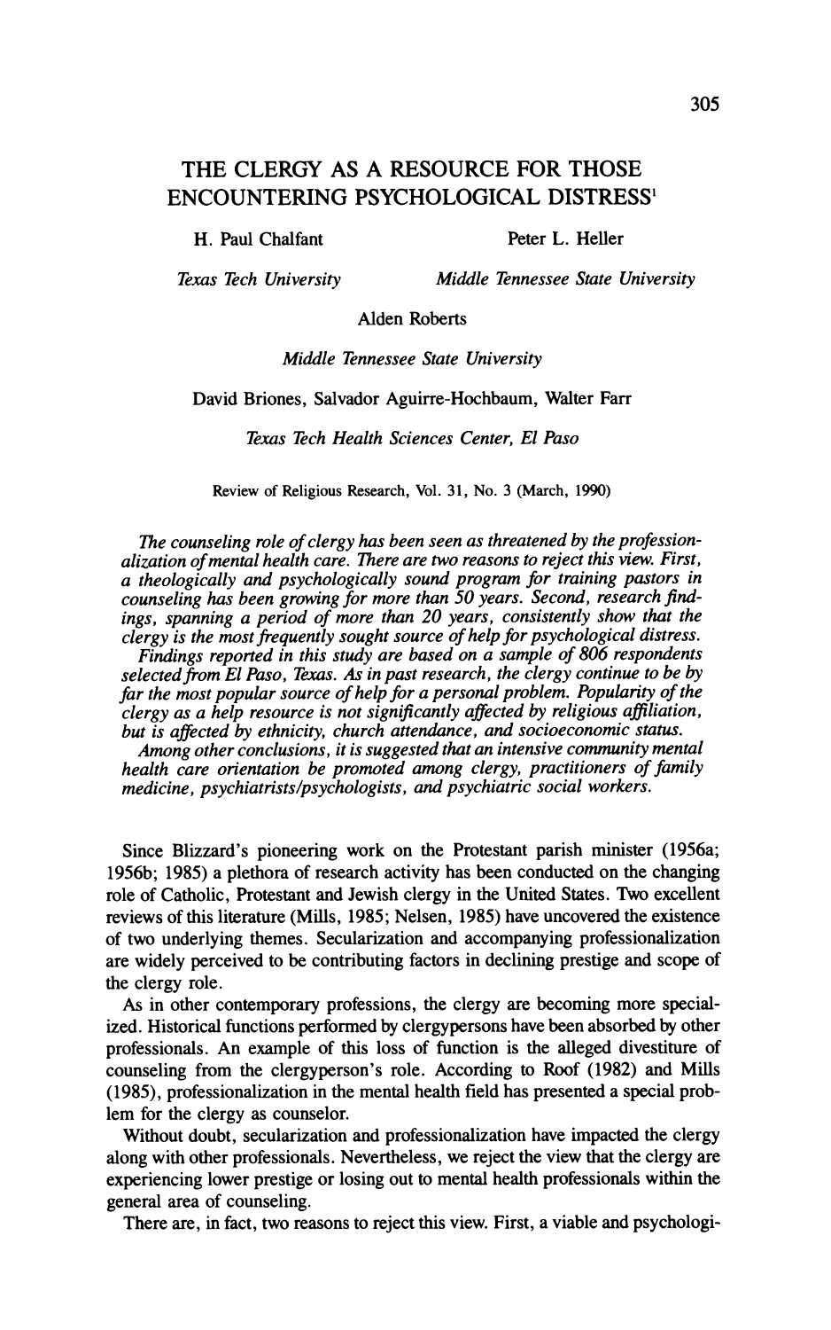# THE CLERGY AS A RESOURCE FOR THOSE ENCOUNTERING PSYCHOLOGICAL DISTRESS[1]

H. Paul Chalfant — *Texas Tech University*

Peter L. Heller — *Middle Tennessee State University*

Alden Roberts — *Middle Tennessee State University*

David Briones, Salvador Aguirre-Hochbaum, Walter Farr — *Texas Tech Health Sciences Center, El Paso*

Review of Religious Research, Vol. 31, No. 3 (March, 1990)

*The counseling role of clergy has been seen as threatened by the professionalization of mental health care. There are two reasons to reject this view. First, a theologically and psychologically sound program for training pastors in counseling has been growing for more than 50 years. Second, research findings, spanning a period of more than 20 years, consistently show that the clergy is the most frequently sought source of help for psychological distress.*

*Findings reported in this study are based on a sample of 806 respondents selected from El Paso, Texas. As in past research, the clergy continue to be by far the most popular source of help for a personal problem. Popularity of the clergy as a help resource is not significantly affected by religious affiliation, but is affected by ethnicity, church attendance, and socioeconomic status.*

*Among other conclusions, it is suggested that an intensive community mental health care orientation be promoted among clergy, practitioners of family medicine, psychiatrists/psychologists, and psychiatric social workers.*

Since Blizzard's pioneering work on the Protestant parish minister (1956a; 1956b; 1985) a plethora of research activity has been conducted on the changing role of Catholic, Protestant and Jewish clergy in the United States. Two excellent reviews of this literature (Mills, 1985; Nelsen, 1985) have uncovered the existence of two underlying themes. Secularization and accompanying professionalization are widely perceived to be contributing factors in declining prestige and scope of the clergy role.

As in other contemporary professions, the clergy are becoming more specialized. Historical functions performed by clergypersons have been absorbed by other professionals. An example of this loss of function is the alleged divestiture of counseling from the clergyperson's role. According to Roof (1982) and Mills (1985), professionalization in the mental health field has presented a special problem for the clergy as counselor.

Without doubt, secularization and professionalization have impacted the clergy along with other professionals. Nevertheless, we reject the view that the clergy are experiencing lower prestige or losing out to mental health professionals within the general area of counseling.

There are, in fact, two reasons to reject this view. First, a viable and psychologi-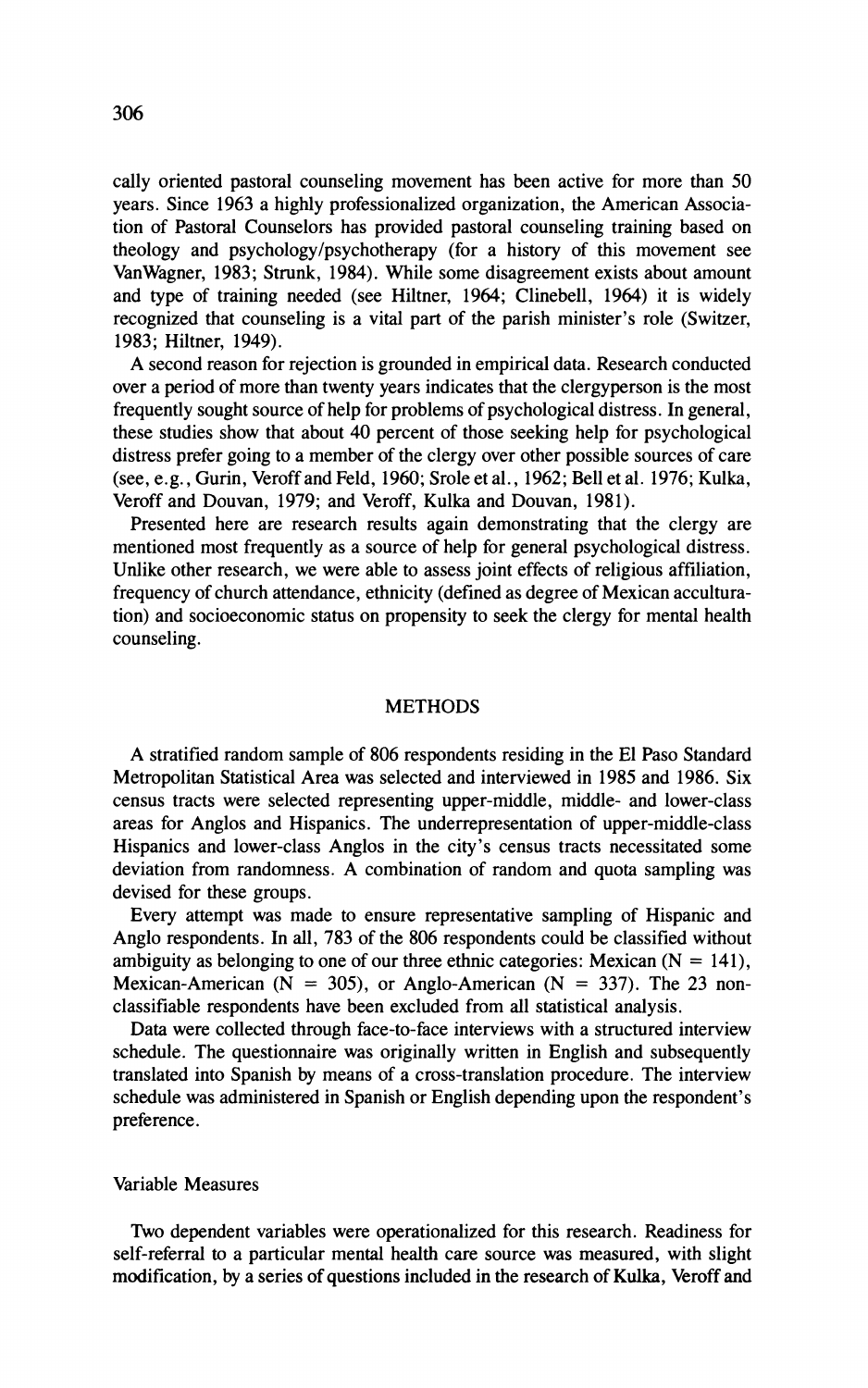cally oriented pastoral counseling movement has been active for more than 50 years. Since 1963 a highly professionalized organization, the American Association of Pastoral Counselors has provided pastoral counseling training based on theology and psychology/psychotherapy (for a history of this movement see VanWagner, 1983; Strunk, 1984). While some disagreement exists about amount and type of training needed (see Hiltner, 1964; Clinebell, 1964) it is widely recognized that counseling is a vital part of the parish minister's role (Switzer, 1983; Hiltner, 1949).

A second reason for rejection is grounded in empirical data. Research conducted over a period of more than twenty years indicates that the clergyperson is the most frequently sought source of help for problems of psychological distress. In general, these studies show that about 40 percent of those seeking help for psychological distress prefer going to a member of the clergy over other possible sources of care (see, e.g., Gurin, Veroff and Feld, 1960; Srole et al., 1962; Bell et al. 1976; Kulka, Veroff and Douvan, 1979; and Veroff, Kulka and Douvan, 1981).

Presented here are research results again demonstrating that the clergy are mentioned most frequently as a source of help for general psychological distress. Unlike other research, we were able to assess joint effects of religious affiliation, frequency of church attendance, ethnicity (defined as degree of Mexican acculturation) and socioeconomic status on propensity to seek the clergy for mental health counseling.

## METHODS

A stratified random sample of 806 respondents residing in the El Paso Standard Metropolitan Statistical Area was selected and interviewed in 1985 and 1986. Six census tracts were selected representing upper-middle, middle- and lower-class areas for Anglos and Hispanics. The underrepresentation of upper-middle-class Hispanics and lower-class Anglos in the city's census tracts necessitated some deviation from randomness. A combination of random and quota sampling was devised for these groups.

Every attempt was made to ensure representative sampling of Hispanic and Anglo respondents. In all, 783 of the 806 respondents could be classified without ambiguity as belonging to one of our three ethnic categories: Mexican (N = 141), Mexican-American (N = 305), or Anglo-American (N = 337). The 23 non-classifiable respondents have been excluded from all statistical analysis.

Data were collected through face-to-face interviews with a structured interview schedule. The questionnaire was originally written in English and subsequently translated into Spanish by means of a cross-translation procedure. The interview schedule was administered in Spanish or English depending upon the respondent's preference.

### Variable Measures

Two dependent variables were operationalized for this research. Readiness for self-referral to a particular mental health care source was measured, with slight modification, by a series of questions included in the research of Kulka, Veroff and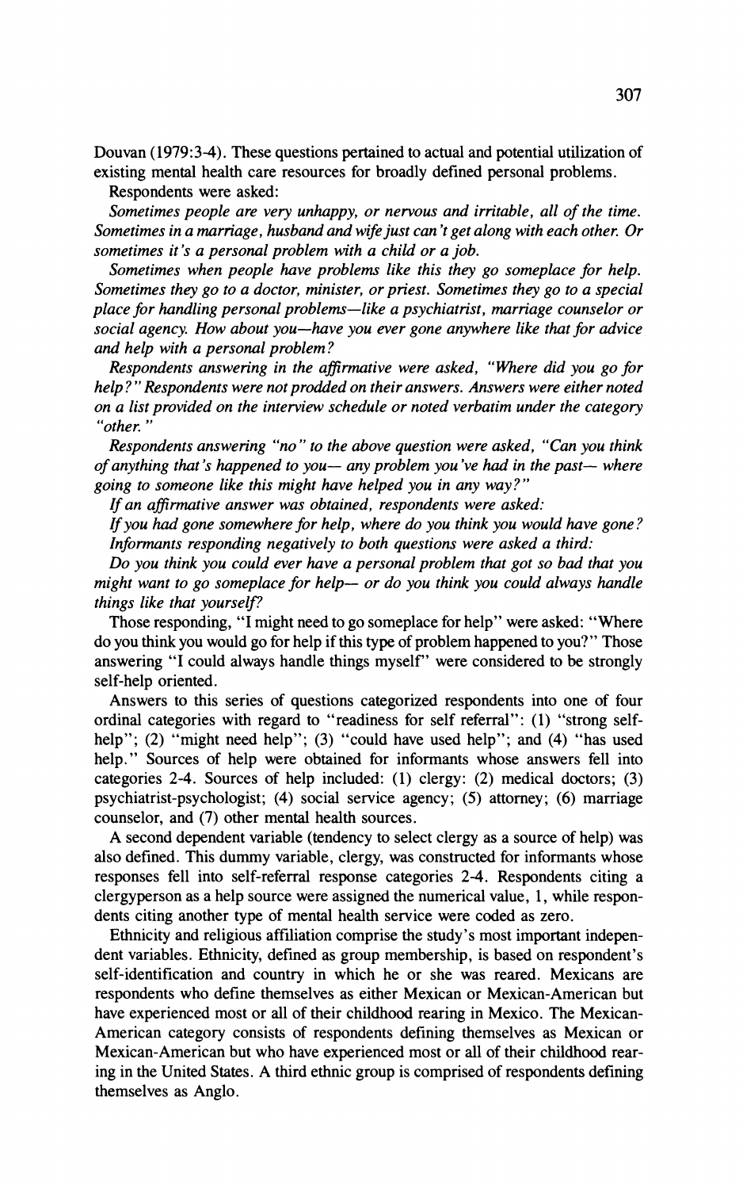Douvan (1979:3-4). These questions pertained to actual and potential utilization of existing mental health care resources for broadly defined personal problems.

Respondents were asked:

*Sometimes people are very unhappy, or nervous and irritable, all of the time. Sometimes in a marriage, husband and wife just can't get along with each other. Or sometimes it's a personal problem with a child or a job.*

*Sometimes when people have problems like this they go someplace for help. Sometimes they go to a doctor, minister, or priest. Sometimes they go to a special place for handling personal problems—like a psychiatrist, marriage counselor or social agency. How about you—have you ever gone anywhere like that for advice and help with a personal problem?*

*Respondents answering in the affirmative were asked, "Where did you go for help?" Respondents were not prodded on their answers. Answers were either noted on a list provided on the interview schedule or noted verbatim under the category "other."*

*Respondents answering "no" to the above question were asked, "Can you think of anything that's happened to you— any problem you've had in the past— where going to someone like this might have helped you in any way?"*

*If an affirmative answer was obtained, respondents were asked:*

*If you had gone somewhere for help, where do you think you would have gone?*

*Informants responding negatively to both questions were asked a third:*

*Do you think you could ever have a personal problem that got so bad that you might want to go someplace for help— or do you think you could always handle things like that yourself?*

Those responding, "I might need to go someplace for help" were asked: "Where do you think you would go for help if this type of problem happened to you?" Those answering "I could always handle things myself" were considered to be strongly self-help oriented.

Answers to this series of questions categorized respondents into one of four ordinal categories with regard to "readiness for self referral": (1) "strong self-help"; (2) "might need help"; (3) "could have used help"; and (4) "has used help." Sources of help were obtained for informants whose answers fell into categories 2-4. Sources of help included: (1) clergy: (2) medical doctors; (3) psychiatrist-psychologist; (4) social service agency; (5) attorney; (6) marriage counselor, and (7) other mental health sources.

A second dependent variable (tendency to select clergy as a source of help) was also defined. This dummy variable, clergy, was constructed for informants whose responses fell into self-referral response categories 2-4. Respondents citing a clergyperson as a help source were assigned the numerical value, 1, while respondents citing another type of mental health service were coded as zero.

Ethnicity and religious affiliation comprise the study's most important independent variables. Ethnicity, defined as group membership, is based on respondent's self-identification and country in which he or she was reared. Mexicans are respondents who define themselves as either Mexican or Mexican-American but have experienced most or all of their childhood rearing in Mexico. The Mexican-American category consists of respondents defining themselves as Mexican or Mexican-American but who have experienced most or all of their childhood rearing in the United States. A third ethnic group is comprised of respondents defining themselves as Anglo.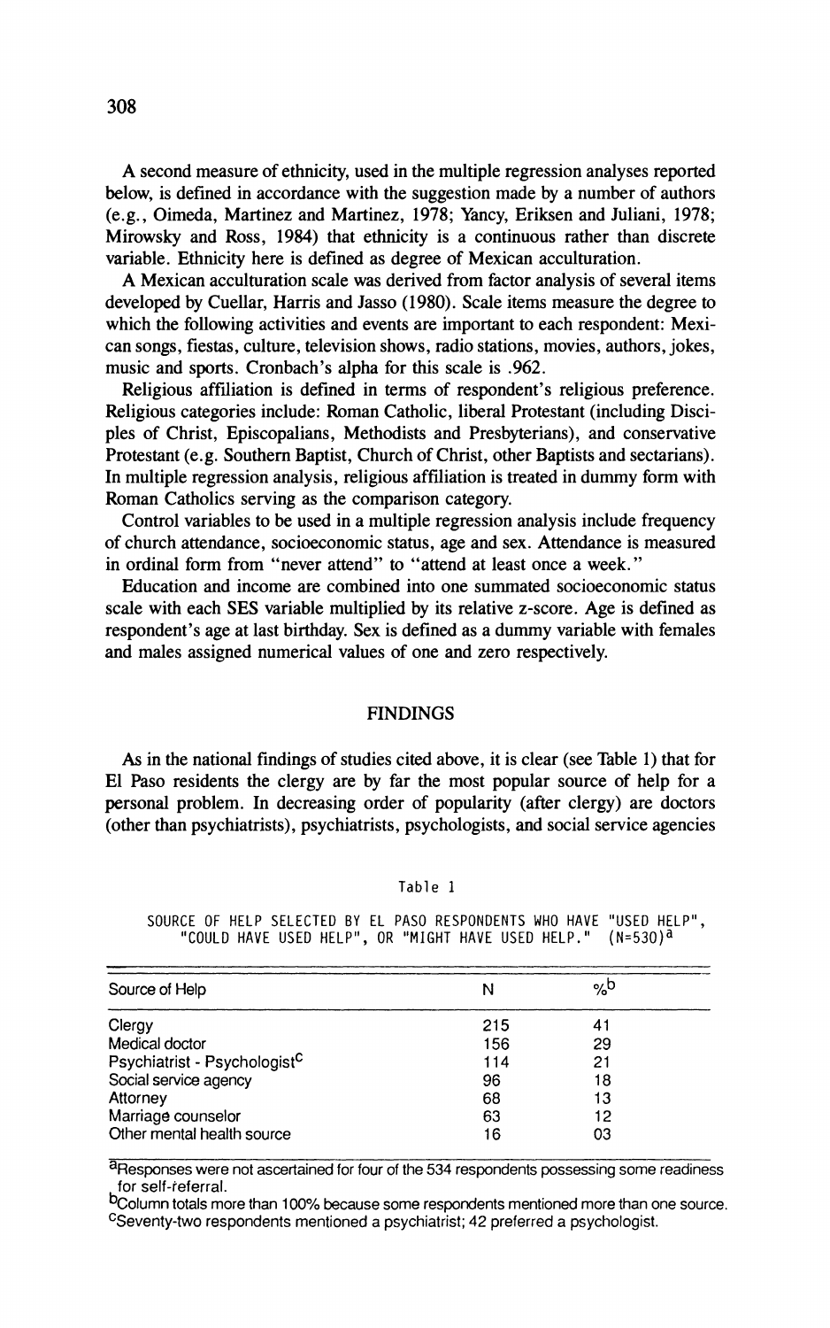A second measure of ethnicity, used in the multiple regression analyses reported below, is defined in accordance with the suggestion made by a number of authors (e.g., Oimeda, Martinez and Martinez, 1978; Yancy, Eriksen and Juliani, 1978; Mirowsky and Ross, 1984) that ethnicity is a continuous rather than discrete variable. Ethnicity here is defined as degree of Mexican acculturation.

A Mexican acculturation scale was derived from factor analysis of several items developed by Cuellar, Harris and Jasso (1980). Scale items measure the degree to which the following activities and events are important to each respondent: Mexican songs, fiestas, culture, television shows, radio stations, movies, authors, jokes, music and sports. Cronbach's alpha for this scale is .962.

Religious affiliation is defined in terms of respondent's religious preference. Religious categories include: Roman Catholic, liberal Protestant (including Disciples of Christ, Episcopalians, Methodists and Presbyterians), and conservative Protestant (e.g. Southern Baptist, Church of Christ, other Baptists and sectarians). In multiple regression analysis, religious affiliation is treated in dummy form with Roman Catholics serving as the comparison category.

Control variables to be used in a multiple regression analysis include frequency of church attendance, socioeconomic status, age and sex. Attendance is measured in ordinal form from "never attend" to "attend at least once a week."

Education and income are combined into one summated socioeconomic status scale with each SES variable multiplied by its relative z-score. Age is defined as respondent's age at last birthday. Sex is defined as a dummy variable with females and males assigned numerical values of one and zero respectively.

## FINDINGS

As in the national findings of studies cited above, it is clear (see Table 1) that for El Paso residents the clergy are by far the most popular source of help for a personal problem. In decreasing order of popularity (after clergy) are doctors (other than psychiatrists), psychiatrists, psychologists, and social service agencies

Table 1

SOURCE OF HELP SELECTED BY EL PASO RESPONDENTS WHO HAVE "USED HELP", "COULD HAVE USED HELP", OR "MIGHT HAVE USED HELP." (N=530)[a]

| Source of Help | N | %[b] |
|---|---|---|
| Clergy | 215 | 41 |
| Medical doctor | 156 | 29 |
| Psychiatrist - Psychologist[c] | 114 | 21 |
| Social service agency | 96 | 18 |
| Attorney | 68 | 13 |
| Marriage counselor | 63 | 12 |
| Other mental health source | 16 | 03 |

[a]Responses were not ascertained for four of the 534 respondents possessing some readiness for self-referral.

[b]Column totals more than 100% because some respondents mentioned more than one source.

[c]Seventy-two respondents mentioned a psychiatrist; 42 preferred a psychologist.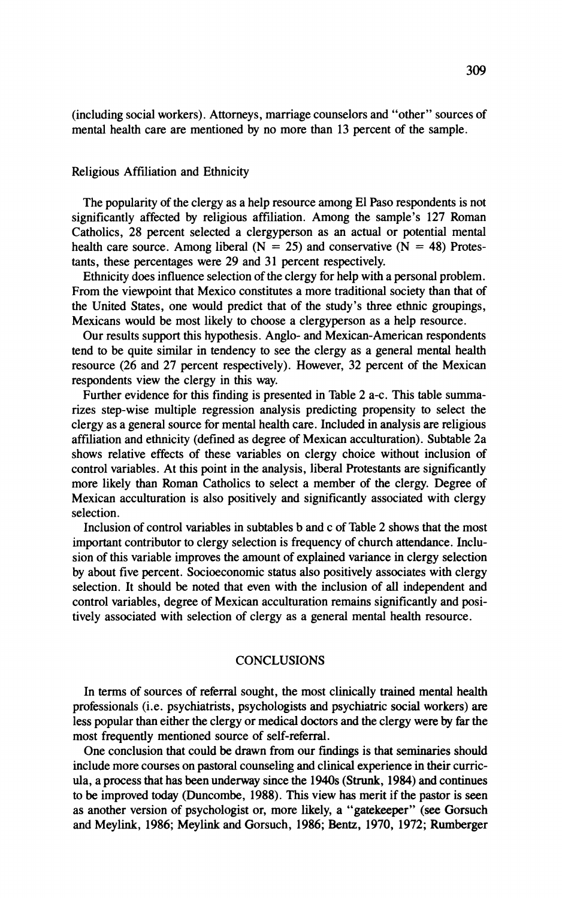(including social workers). Attorneys, marriage counselors and "other" sources of mental health care are mentioned by no more than 13 percent of the sample.

## Religious Affiliation and Ethnicity

The popularity of the clergy as a help resource among El Paso respondents is not significantly affected by religious affiliation. Among the sample's 127 Roman Catholics, 28 percent selected a clergyperson as an actual or potential mental health care source. Among liberal (N = 25) and conservative (N = 48) Protestants, these percentages were 29 and 31 percent respectively.

Ethnicity does influence selection of the clergy for help with a personal problem. From the viewpoint that Mexico constitutes a more traditional society than that of the United States, one would predict that of the study's three ethnic groupings, Mexicans would be most likely to choose a clergyperson as a help resource.

Our results support this hypothesis. Anglo- and Mexican-American respondents tend to be quite similar in tendency to see the clergy as a general mental health resource (26 and 27 percent respectively). However, 32 percent of the Mexican respondents view the clergy in this way.

Further evidence for this finding is presented in Table 2 a-c. This table summarizes step-wise multiple regression analysis predicting propensity to select the clergy as a general source for mental health care. Included in analysis are religious affiliation and ethnicity (defined as degree of Mexican acculturation). Subtable 2a shows relative effects of these variables on clergy choice without inclusion of control variables. At this point in the analysis, liberal Protestants are significantly more likely than Roman Catholics to select a member of the clergy. Degree of Mexican acculturation is also positively and significantly associated with clergy selection.

Inclusion of control variables in subtables b and c of Table 2 shows that the most important contributor to clergy selection is frequency of church attendance. Inclusion of this variable improves the amount of explained variance in clergy selection by about five percent. Socioeconomic status also positively associates with clergy selection. It should be noted that even with the inclusion of all independent and control variables, degree of Mexican acculturation remains significantly and positively associated with selection of clergy as a general mental health resource.

# CONCLUSIONS

In terms of sources of referral sought, the most clinically trained mental health professionals (i.e. psychiatrists, psychologists and psychiatric social workers) are less popular than either the clergy or medical doctors and the clergy were by far the most frequently mentioned source of self-referral.

One conclusion that could be drawn from our findings is that seminaries should include more courses on pastoral counseling and clinical experience in their curricula, a process that has been underway since the 1940s (Strunk, 1984) and continues to be improved today (Duncombe, 1988). This view has merit if the pastor is seen as another version of psychologist or, more likely, a "gatekeeper" (see Gorsuch and Meylink, 1986; Meylink and Gorsuch, 1986; Bentz, 1970, 1972; Rumberger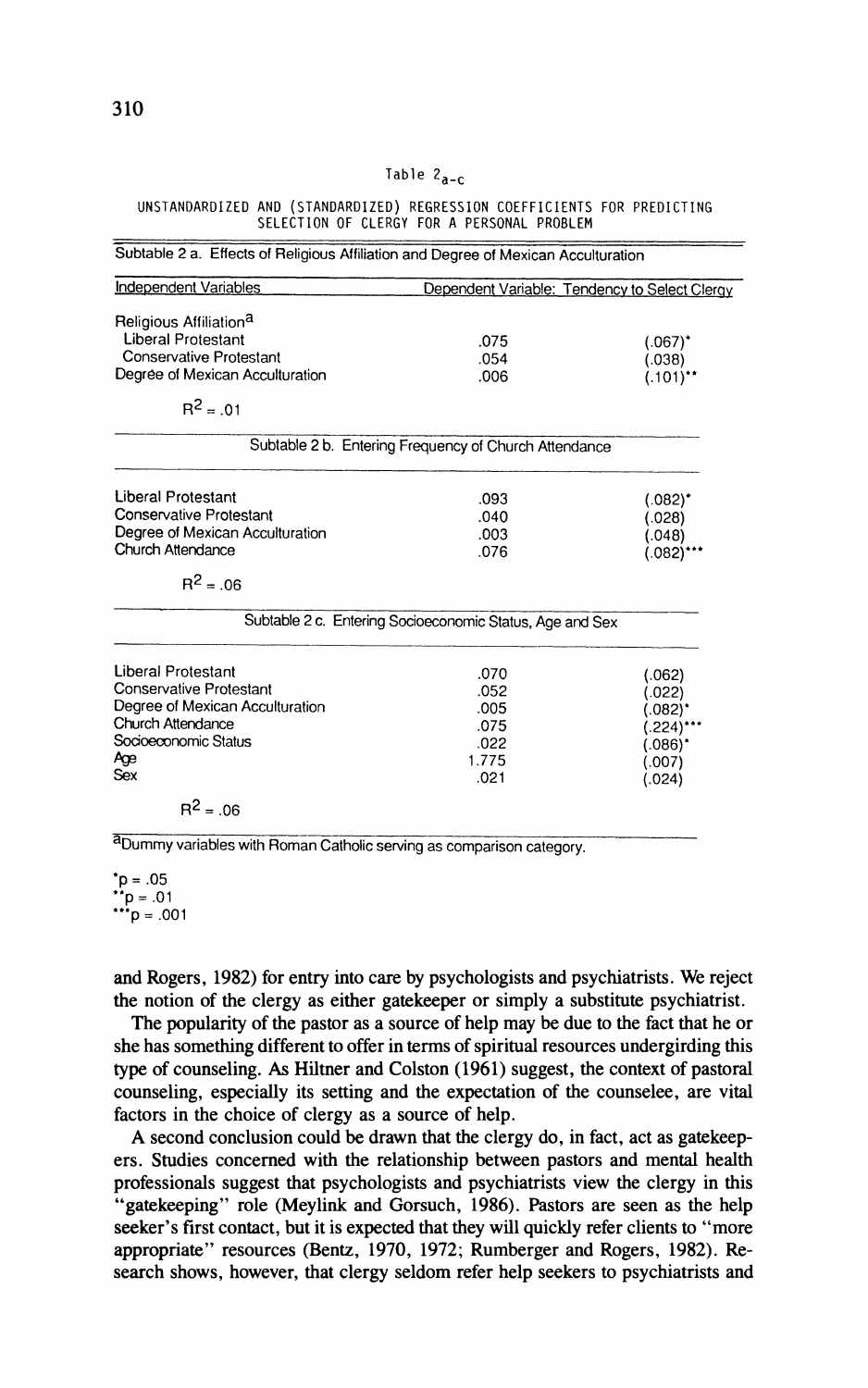Table $2_{a-c}$

UNSTANDARDIZED AND (STANDARDIZED) REGRESSION COEFFICIENTS FOR PREDICTING SELECTION OF CLERGY FOR A PERSONAL PROBLEM

| Subtable 2 a. Effects of Religious Affiliation and Degree of Mexican Acculturation | | |
|---|---|---|
| Independent Variables | Dependent Variable: Tendency to Select Clergy | |
| Religious Affiliation[a] | | |
| Liberal Protestant | .075 | (.067)* |
| Conservative Protestant | .054 | (.038) |
| Degree of Mexican Acculturation | .006 | (.101)** |
| $R^2 = .01$ | | |
| **Subtable 2 b. Entering Frequency of Church Attendance** | | |
| Liberal Protestant | .093 | (.082)* |
| Conservative Protestant | .040 | (.028) |
| Degree of Mexican Acculturation | .003 | (.048) |
| Church Attendance | .076 | (.082)*** |
| $R^2 = .06$ | | |
| **Subtable 2 c. Entering Socioeconomic Status, Age and Sex** | | |
| Liberal Protestant | .070 | (.062) |
| Conservative Protestant | .052 | (.022) |
| Degree of Mexican Acculturation | .005 | (.082)* |
| Church Attendance | .075 | (.224)*** |
| Socioeconomic Status | .022 | (.086)* |
| Age | 1.775 | (.007) |
| Sex | .021 | (.024) |
| $R^2 = .06$ | | |

[a]Dummy variables with Roman Catholic serving as comparison category.

*p = .05
**p = .01
***p = .001

and Rogers, 1982) for entry into care by psychologists and psychiatrists. We reject the notion of the clergy as either gatekeeper or simply a substitute psychiatrist.

The popularity of the pastor as a source of help may be due to the fact that he or she has something different to offer in terms of spiritual resources undergirding this type of counseling. As Hiltner and Colston (1961) suggest, the context of pastoral counseling, especially its setting and the expectation of the counselee, are vital factors in the choice of clergy as a source of help.

A second conclusion could be drawn that the clergy do, in fact, act as gatekeepers. Studies concerned with the relationship between pastors and mental health professionals suggest that psychologists and psychiatrists view the clergy in this "gatekeeping" role (Meylink and Gorsuch, 1986). Pastors are seen as the help seeker's first contact, but it is expected that they will quickly refer clients to "more appropriate" resources (Bentz, 1970, 1972; Rumberger and Rogers, 1982). Research shows, however, that clergy seldom refer help seekers to psychiatrists and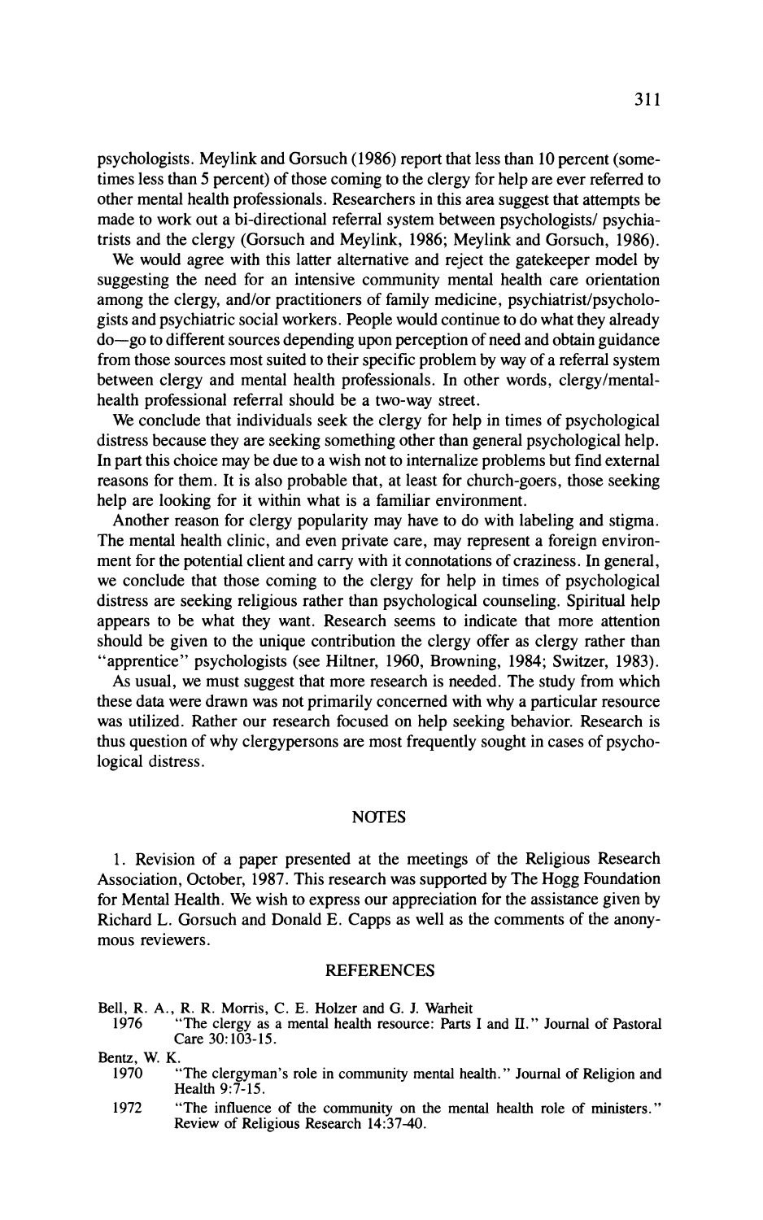psychologists. Meylink and Gorsuch (1986) report that less than 10 percent (sometimes less than 5 percent) of those coming to the clergy for help are ever referred to other mental health professionals. Researchers in this area suggest that attempts be made to work out a bi-directional referral system between psychologists/ psychiatrists and the clergy (Gorsuch and Meylink, 1986; Meylink and Gorsuch, 1986).

We would agree with this latter alternative and reject the gatekeeper model by suggesting the need for an intensive community mental health care orientation among the clergy, and/or practitioners of family medicine, psychiatrist/psychologists and psychiatric social workers. People would continue to do what they already do—go to different sources depending upon perception of need and obtain guidance from those sources most suited to their specific problem by way of a referral system between clergy and mental health professionals. In other words, clergy/mental-health professional referral should be a two-way street.

We conclude that individuals seek the clergy for help in times of psychological distress because they are seeking something other than general psychological help. In part this choice may be due to a wish not to internalize problems but find external reasons for them. It is also probable that, at least for church-goers, those seeking help are looking for it within what is a familiar environment.

Another reason for clergy popularity may have to do with labeling and stigma. The mental health clinic, and even private care, may represent a foreign environment for the potential client and carry with it connotations of craziness. In general, we conclude that those coming to the clergy for help in times of psychological distress are seeking religious rather than psychological counseling. Spiritual help appears to be what they want. Research seems to indicate that more attention should be given to the unique contribution the clergy offer as clergy rather than "apprentice" psychologists (see Hiltner, 1960, Browning, 1984; Switzer, 1983).

As usual, we must suggest that more research is needed. The study from which these data were drawn was not primarily concerned with why a particular resource was utilized. Rather our research focused on help seeking behavior. Research is thus question of why clergypersons are most frequently sought in cases of psychological distress.

## NOTES

1. Revision of a paper presented at the meetings of the Religious Research Association, October, 1987. This research was supported by The Hogg Foundation for Mental Health. We wish to express our appreciation for the assistance given by Richard L. Gorsuch and Donald E. Capps as well as the comments of the anonymous reviewers.

## REFERENCES

Bell, R. A., R. R. Morris, C. E. Holzer and G. J. Warheit
1976 "The clergy as a mental health resource: Parts I and II." Journal of Pastoral Care 30:103-15.

Bentz, W. K.
1970 "The clergyman's role in community mental health." Journal of Religion and Health 9:7-15.

1972 "The influence of the community on the mental health role of ministers." Review of Religious Research 14:37-40.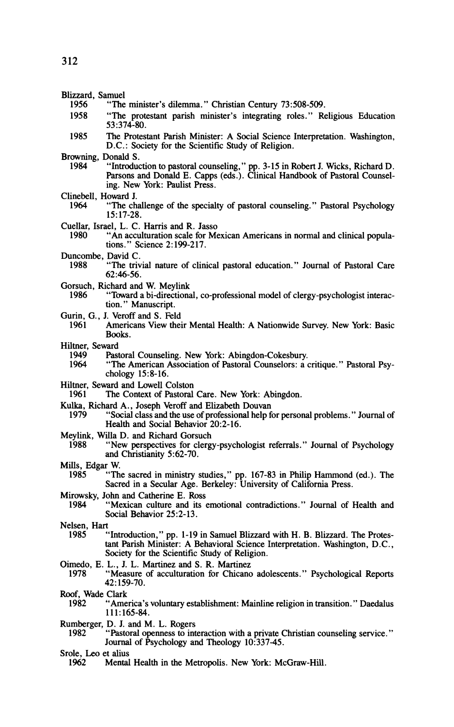Blizzard, Samuel

1956 "The minister's dilemma." Christian Century 73:508-509.

1958 "The protestant parish minister's integrating roles." Religious Education 53:374-80.

1985 The Protestant Parish Minister: A Social Science Interpretation. Washington, D.C.: Society for the Scientific Study of Religion.

Browning, Donald S.

1984 "Introduction to pastoral counseling," pp. 3-15 in Robert J. Wicks, Richard D. Parsons and Donald E. Capps (eds.). Clinical Handbook of Pastoral Counseling. New York: Paulist Press.

Clinebell, Howard J.

1964 "The challenge of the specialty of pastoral counseling." Pastoral Psychology 15:17-28.

Cuellar, Israel, L. C. Harris and R. Jasso

1980 "An acculturation scale for Mexican Americans in normal and clinical populations." Science 2:199-217.

Duncombe, David C.

1988 "The trivial nature of clinical pastoral education." Journal of Pastoral Care 62:46-56.

Gorsuch, Richard and W. Meylink

1986 "Toward a bi-directional, co-professional model of clergy-psychologist interaction." Manuscript.

Gurin, G., J. Veroff and S. Feld

1961 Americans View their Mental Health: A Nationwide Survey. New York: Basic Books.

Hiltner, Seward

1949 Pastoral Counseling. New York: Abingdon-Cokesbury.

1964 "The American Association of Pastoral Counselors: a critique." Pastoral Psychology 15:8-16.

Hiltner, Seward and Lowell Colston

1961 The Context of Pastoral Care. New York: Abingdon.

Kulka, Richard A., Joseph Veroff and Elizabeth Douvan

1979 "Social class and the use of professional help for personal problems." Journal of Health and Social Behavior 20:2-16.

Meylink, Willa D. and Richard Gorsuch

1988 "New perspectives for clergy-psychologist referrals." Journal of Psychology and Christianity 5:62-70.

Mills, Edgar W.

1985 "The sacred in ministry studies," pp. 167-83 in Philip Hammond (ed.). The Sacred in a Secular Age. Berkeley: University of California Press.

Mirowsky, John and Catherine E. Ross

1984 "Mexican culture and its emotional contradictions." Journal of Health and Social Behavior 25:2-13.

Nelsen, Hart

1985 "Introduction," pp. 1-19 in Samuel Blizzard with H. B. Blizzard. The Protestant Parish Minister: A Behavioral Science Interpretation. Washington, D.C., Society for the Scientific Study of Religion.

Oimedo, E. L., J. L. Martinez and S. R. Martinez

1978 "Measure of acculturation for Chicano adolescents." Psychological Reports 42:159-70.

Roof, Wade Clark

1982 "America's voluntary establishment: Mainline religion in transition." Daedalus 111:165-84.

Rumberger, D. J. and M. L. Rogers

1982 "Pastoral openness to interaction with a private Christian counseling service." Journal of Psychology and Theology 10:337-45.

Srole, Leo et alius

1962 Mental Health in the Metropolis. New York: McGraw-Hill.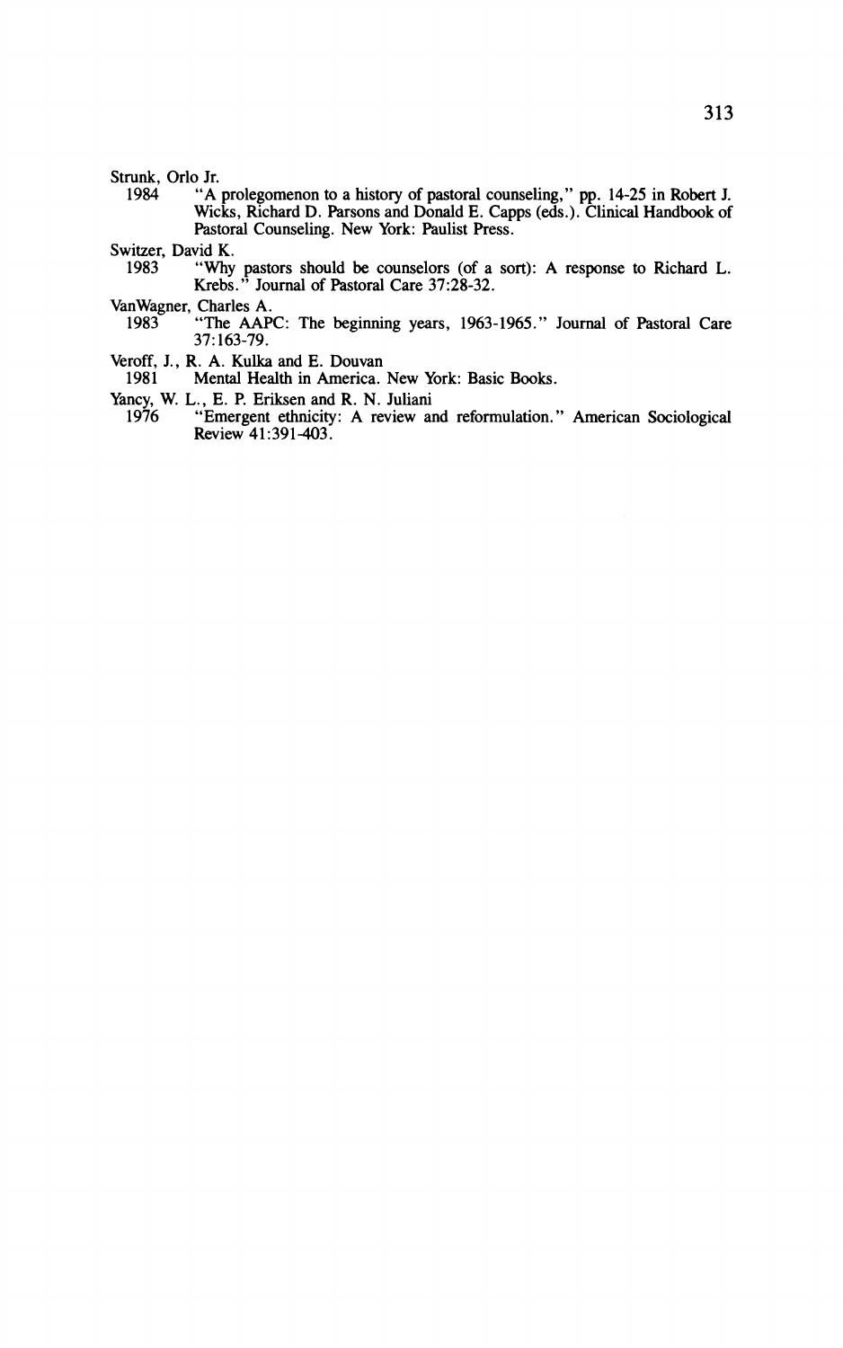Strunk, Orlo Jr.

1984 "A prolegomenon to a history of pastoral counseling," pp. 14-25 in Robert J. Wicks, Richard D. Parsons and Donald E. Capps (eds.). Clinical Handbook of Pastoral Counseling. New York: Paulist Press.

Switzer, David K.

1983 "Why pastors should be counselors (of a sort): A response to Richard L. Krebs." Journal of Pastoral Care 37:28-32.

VanWagner, Charles A.

1983 "The AAPC: The beginning years, 1963-1965." Journal of Pastoral Care 37:163-79.

Veroff, J., R. A. Kulka and E. Douvan

1981 Mental Health in America. New York: Basic Books.

Yancy, W. L., E. P. Eriksen and R. N. Juliani

1976 "Emergent ethnicity: A review and reformulation." American Sociological Review 41:391-403.